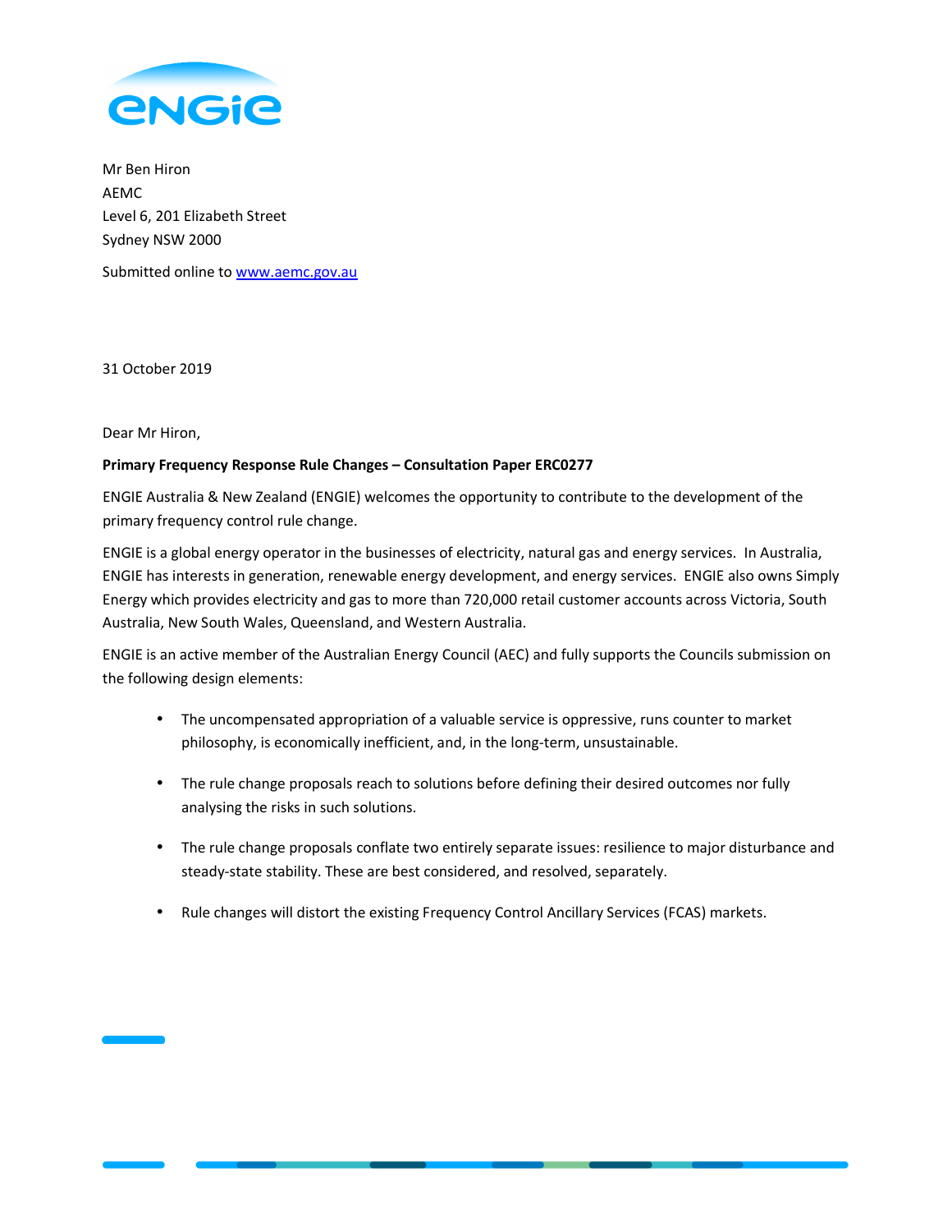Mr Ben Hiron
AEMC
Level 6, 201 Elizabeth Street
Sydney NSW 2000

Submitted online to [www.aemc.gov.au](www.aemc.gov.au)

31 October 2019

Dear Mr Hiron,

**Primary Frequency Response Rule Changes – Consultation Paper ERC0277**

ENGIE Australia & New Zealand (ENGIE) welcomes the opportunity to contribute to the development of the primary frequency control rule change.

ENGIE is a global energy operator in the businesses of electricity, natural gas and energy services. In Australia, ENGIE has interests in generation, renewable energy development, and energy services. ENGIE also owns Simply Energy which provides electricity and gas to more than 720,000 retail customer accounts across Victoria, South Australia, New South Wales, Queensland, and Western Australia.

ENGIE is an active member of the Australian Energy Council (AEC) and fully supports the Councils submission on the following design elements:

- The uncompensated appropriation of a valuable service is oppressive, runs counter to market philosophy, is economically inefficient, and, in the long-term, unsustainable.
- The rule change proposals reach to solutions before defining their desired outcomes nor fully analysing the risks in such solutions.
- The rule change proposals conflate two entirely separate issues: resilience to major disturbance and steady-state stability. These are best considered, and resolved, separately.
- Rule changes will distort the existing Frequency Control Ancillary Services (FCAS) markets.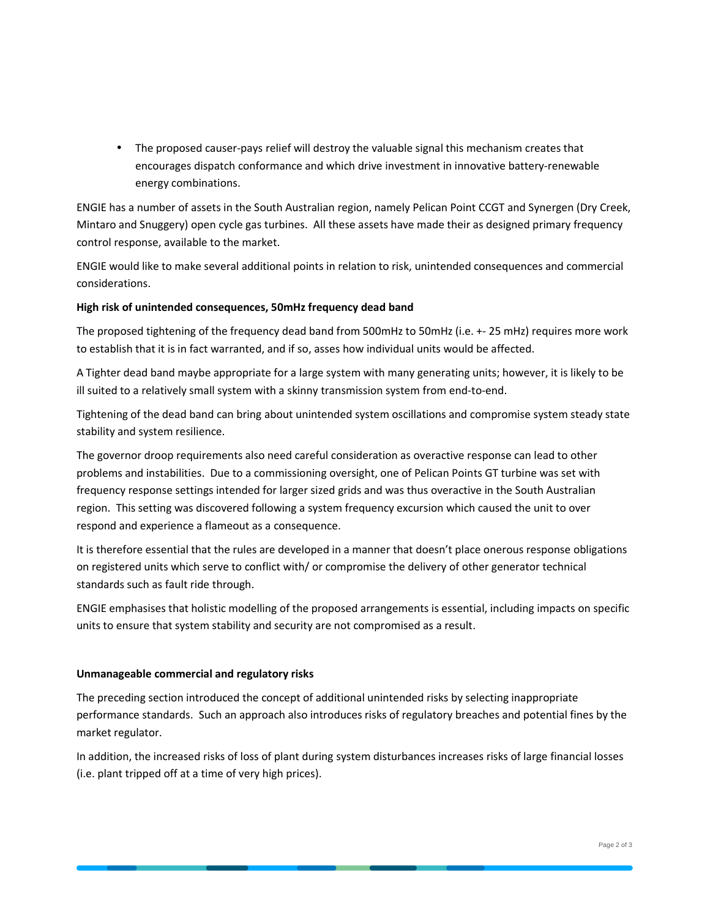- The proposed causer-pays relief will destroy the valuable signal this mechanism creates that encourages dispatch conformance and which drive investment in innovative battery-renewable energy combinations.

ENGIE has a number of assets in the South Australian region, namely Pelican Point CCGT and Synergen (Dry Creek, Mintaro and Snuggery) open cycle gas turbines. All these assets have made their as designed primary frequency control response, available to the market.

ENGIE would like to make several additional points in relation to risk, unintended consequences and commercial considerations.

**High risk of unintended consequences, 50mHz frequency dead band**

The proposed tightening of the frequency dead band from 500mHz to 50mHz (i.e. +- 25 mHz) requires more work to establish that it is in fact warranted, and if so, asses how individual units would be affected.

A Tighter dead band maybe appropriate for a large system with many generating units; however, it is likely to be ill suited to a relatively small system with a skinny transmission system from end-to-end.

Tightening of the dead band can bring about unintended system oscillations and compromise system steady state stability and system resilience.

The governor droop requirements also need careful consideration as overactive response can lead to other problems and instabilities. Due to a commissioning oversight, one of Pelican Points GT turbine was set with frequency response settings intended for larger sized grids and was thus overactive in the South Australian region. This setting was discovered following a system frequency excursion which caused the unit to over respond and experience a flameout as a consequence.

It is therefore essential that the rules are developed in a manner that doesn't place onerous response obligations on registered units which serve to conflict with/ or compromise the delivery of other generator technical standards such as fault ride through.

ENGIE emphasises that holistic modelling of the proposed arrangements is essential, including impacts on specific units to ensure that system stability and security are not compromised as a result.

**Unmanageable commercial and regulatory risks**

The preceding section introduced the concept of additional unintended risks by selecting inappropriate performance standards. Such an approach also introduces risks of regulatory breaches and potential fines by the market regulator.

In addition, the increased risks of loss of plant during system disturbances increases risks of large financial losses (i.e. plant tripped off at a time of very high prices).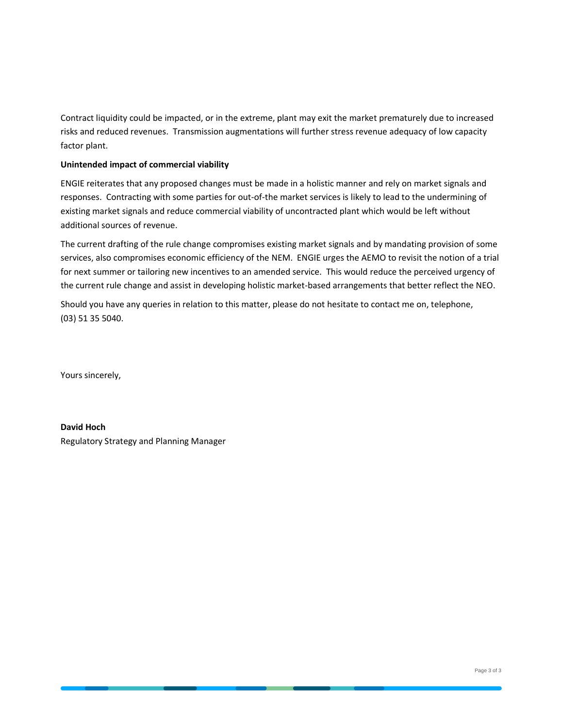Contract liquidity could be impacted, or in the extreme, plant may exit the market prematurely due to increased risks and reduced revenues. Transmission augmentations will further stress revenue adequacy of low capacity factor plant.

**Unintended impact of commercial viability**

ENGIE reiterates that any proposed changes must be made in a holistic manner and rely on market signals and responses. Contracting with some parties for out-of-the market services is likely to lead to the undermining of existing market signals and reduce commercial viability of uncontracted plant which would be left without additional sources of revenue.

The current drafting of the rule change compromises existing market signals and by mandating provision of some services, also compromises economic efficiency of the NEM. ENGIE urges the AEMO to revisit the notion of a trial for next summer or tailoring new incentives to an amended service. This would reduce the perceived urgency of the current rule change and assist in developing holistic market-based arrangements that better reflect the NEO.

Should you have any queries in relation to this matter, please do not hesitate to contact me on, telephone, (03) 51 35 5040.

Yours sincerely,

**David Hoch**
Regulatory Strategy and Planning Manager